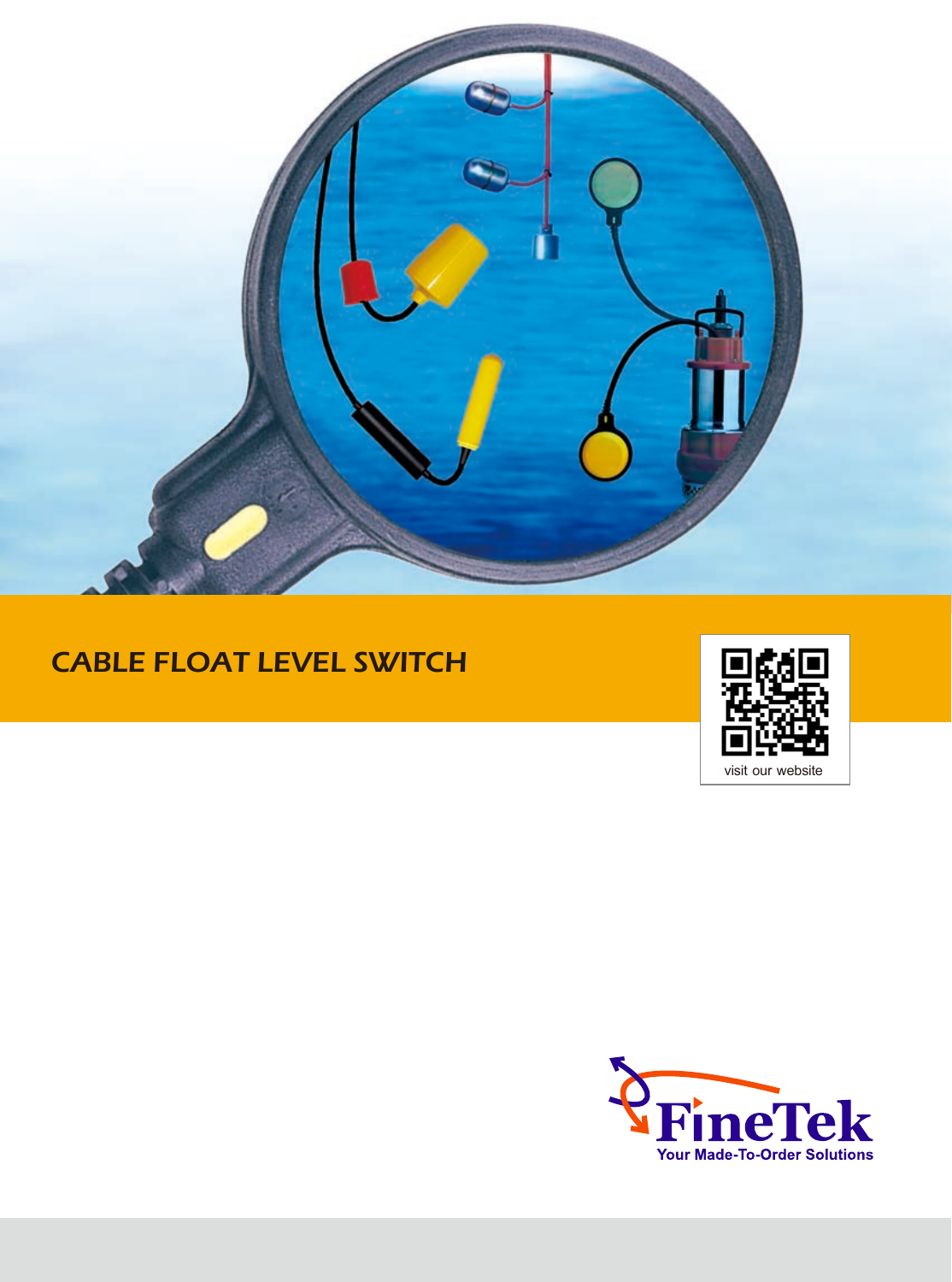# CABLE FLOAT LEVEL SWITCH

visit our website

FineTek

Your Made-To-Order Solutions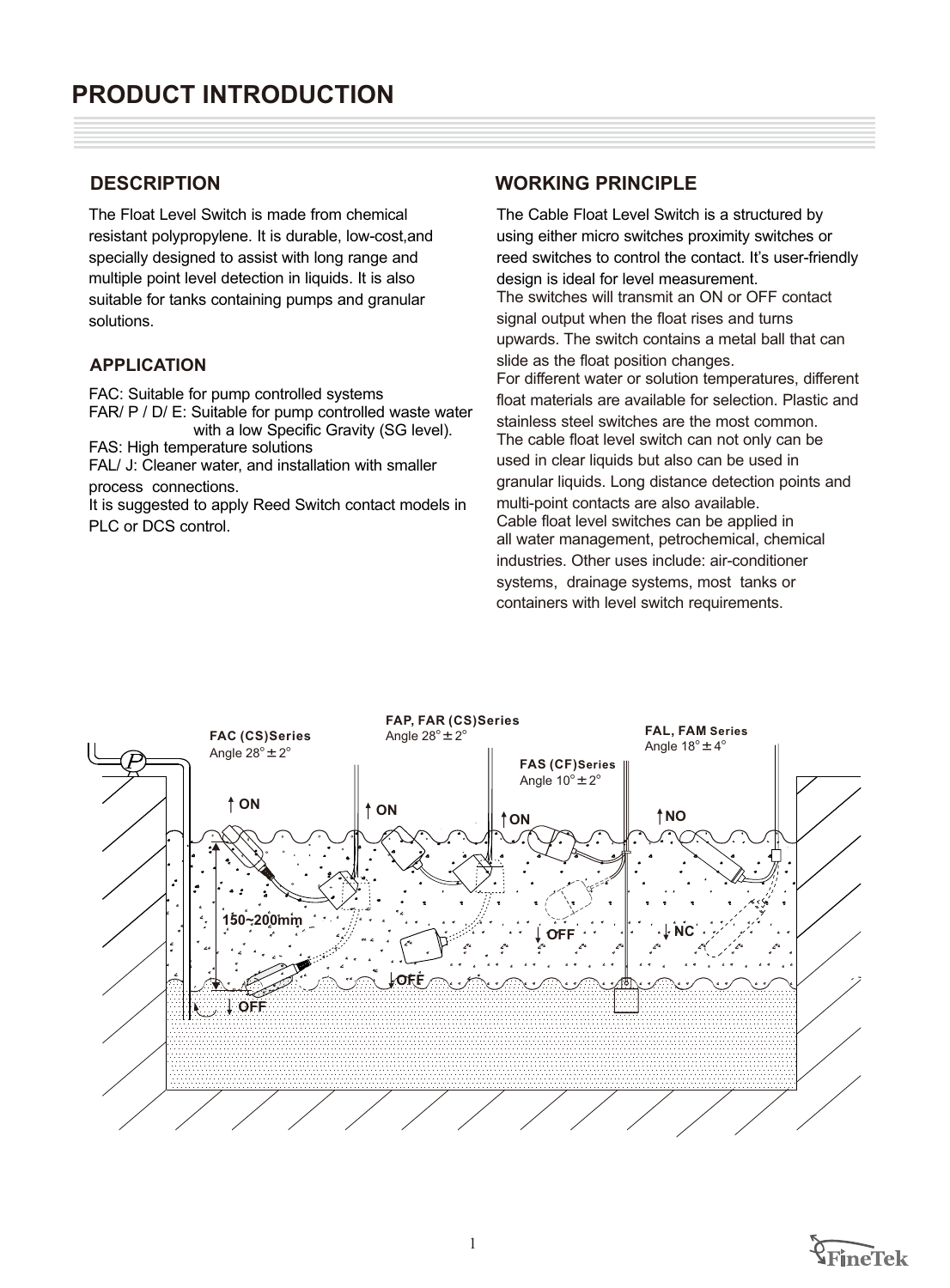# PRODUCT INTRODUCTION

## DESCRIPTION

The Float Level Switch is made from chemical resistant polypropylene. It is durable, low-cost,and specially designed to assist with long range and multiple point level detection in liquids. It is also suitable for tanks containing pumps and granular solutions.

## APPLICATION

FAC: Suitable for pump controlled systems
FAR/ P / D/ E: Suitable for pump controlled waste water with a low Specific Gravity (SG level).
FAS: High temperature solutions
FAL/ J: Cleaner water, and installation with smaller process connections.
It is suggested to apply Reed Switch contact models in PLC or DCS control.

## WORKING PRINCIPLE

The Cable Float Level Switch is a structured by using either micro switches proximity switches or reed switches to control the contact. It's user-friendly design is ideal for level measurement.
The switches will transmit an ON or OFF contact signal output when the float rises and turns upwards. The switch contains a metal ball that can slide as the float position changes.
For different water or solution temperatures, different float materials are available for selection. Plastic and stainless steel switches are the most common.
The cable float level switch can not only can be used in clear liquids but also can be used in granular liquids. Long distance detection points and multi-point contacts are also available.
Cable float level switches can be applied in all water management, petrochemical, chemical industries. Other uses include: air-conditioner systems, drainage systems, most tanks or containers with level switch requirements.

FAC (CS)Series
Angle 28°±2°

FAP, FAR (CS)Series
Angle 28°±2°

FAS (CF)Series
Angle 10°±2°

FAL, FAM Series
Angle 18°±4°

P

↑ON ↑ON ↑ON ↑NO

150~200mm

↓OFF ↓OFF ↓OFF ↓NC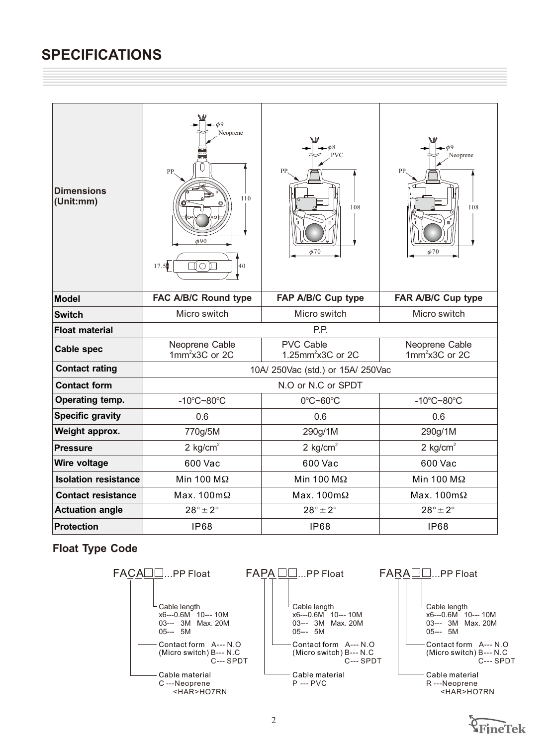# SPECIFICATIONS

| Dimensions (Unit:mm) | FAC A/B/C Round type | FAP A/B/C Cup type | FAR A/B/C Cup type |
|---|---|---|---|
| Model | FAC A/B/C Round type | FAP A/B/C Cup type | FAR A/B/C Cup type |
| Switch | Micro switch | Micro switch | Micro switch |
| Float material | P.P. | | |
| Cable spec | Neoprene Cable $1mm^2$x3C or 2C | PVC Cable $1.25mm^2$x3C or 2C | Neoprene Cable $1mm^2$x3C or 2C |
| Contact rating | 10A/ 250Vac (std.) or 15A/ 250Vac | | |
| Contact form | N.O or N.C or SPDT | | |
| Operating temp. | -10℃~80℃ | 0℃~60℃ | -10℃~80℃ |
| Specific gravity | 0.6 | 0.6 | 0.6 |
| Weight approx. | 770g/5M | 290g/1M | 290g/1M |
| Pressure | 2 $kg/cm^2$ | 2 $kg/cm^2$ | 2 $kg/cm^2$ |
| Wire voltage | 600 Vac | 600 Vac | 600 Vac |
| Isolation resistance | Min 100 MΩ | Min 100 MΩ | Min 100 MΩ |
| Contact resistance | Max. 100mΩ | Max. 100mΩ | Max. 100mΩ |
| Actuation angle | $28° \pm 2°$ | $28° \pm 2°$ | $28° \pm 2°$ |
| Protection | IP68 | IP68 | IP68 |

Dimension labels — FAC: φ9 Neoprene, PP, 110, φ90, 17.5, 40; FAP: φ8 PVC, PP, 108, φ70; FAR: φ9 Neoprene, PP, 108, φ70.

## Float Type Code

**FACA□□...PP Float**
- Cable length: x6---0.6M, 03--- 3M, 05--- 5M, 10--- 10M, Max. 20M
- Contact form (Micro switch): A--- N.O, B--- N.C, C--- SPDT
- Cable material: C ---Neoprene <HAR>HO7RN

**FAPA□□...PP Float**
- Cable length: x6---0.6M, 03--- 3M, 05--- 5M, 10--- 10M, Max. 20M
- Contact form (Micro switch): A--- N.O, B--- N.C, C--- SPDT
- Cable material: P --- PVC

**FARA□□...PP Float**
- Cable length: x6---0.6M, 03--- 3M, 05--- 5M, 10--- 10M, Max. 20M
- Contact form (Micro switch): A--- N.O, B--- N.C, C--- SPDT
- Cable material: R ---Neoprene <HAR>HO7RN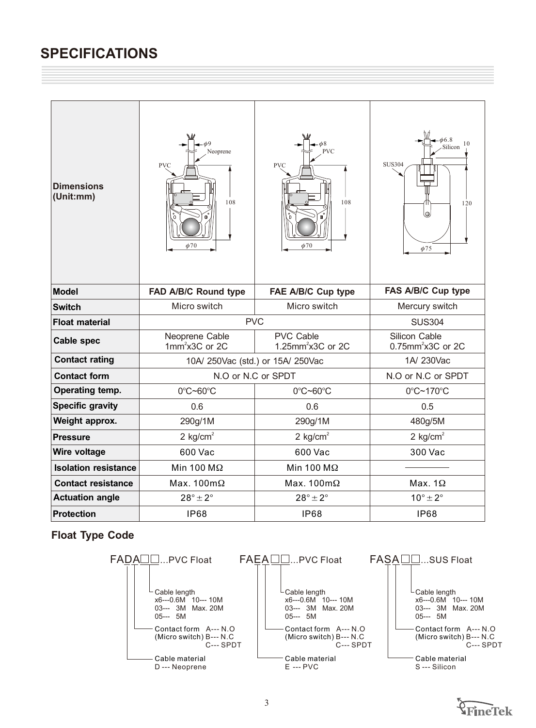# SPECIFICATIONS

| Dimensions (Unit:mm) | φ9 Neoprene, PVC, 108, φ70 | φ8 PVC, PVC, 108, φ70 | φ6.8 Silicon, 10, SUS304, 120, φ75 |
|---|---|---|---|
| **Model** | **FAD A/B/C Round type** | **FAE A/B/C Cup type** | **FAS A/B/C Cup type** |
| **Switch** | Micro switch | Micro switch | Mercury switch |
| **Float material** | PVC | | SUS304 |
| **Cable spec** | Neoprene Cable $1mm^2$x3C or 2C | PVC Cable $1.25mm^2$x3C or 2C | Silicon Cable $0.75mm^2$x3C or 2C |
| **Contact rating** | 10A/ 250Vac (std.) or 15A/ 250Vac | | 1A/ 230Vac |
| **Contact form** | N.O or N.C or SPDT | | N.O or N.C or SPDT |
| **Operating temp.** | 0℃~60℃ | 0℃~60℃ | 0℃~170℃ |
| **Specific gravity** | 0.6 | 0.6 | 0.5 |
| **Weight approx.** | 290g/1M | 290g/1M | 480g/5M |
| **Pressure** | 2 $kg/cm^2$ | 2 $kg/cm^2$ | 2 $kg/cm^2$ |
| **Wire voltage** | 600 Vac | 600 Vac | 300 Vac |
| **Isolation resistance** | Min 100 MΩ | Min 100 MΩ | ———— |
| **Contact resistance** | Max. 100mΩ | Max. 100mΩ | Max. 1Ω |
| **Actuation angle** | $28° \pm 2°$ | $28° \pm 2°$ | $10° \pm 2°$ |
| **Protection** | IP68 | IP68 | IP68 |

## Float Type Code

**FADA□□...PVC Float**

- Cable length: x6---0.6M, 10--- 10M, 03--- 3M, Max. 20M, 05--- 5M
- Contact form (Micro switch): A--- N.O, B--- N.C, C--- SPDT
- Cable material: D --- Neoprene

**FAEA□□...PVC Float**

- Cable length: x6---0.6M, 10--- 10M, 03--- 3M, Max. 20M, 05--- 5M
- Contact form (Micro switch): A--- N.O, B--- N.C, C--- SPDT
- Cable material: E --- PVC

**FASA□□...SUS Float**

- Cable length: x6---0.6M, 10--- 10M, 03--- 3M, Max. 20M, 05--- 5M
- Contact form (Micro switch): A--- N.O, B--- N.C, C--- SPDT
- Cable material: S --- Silicon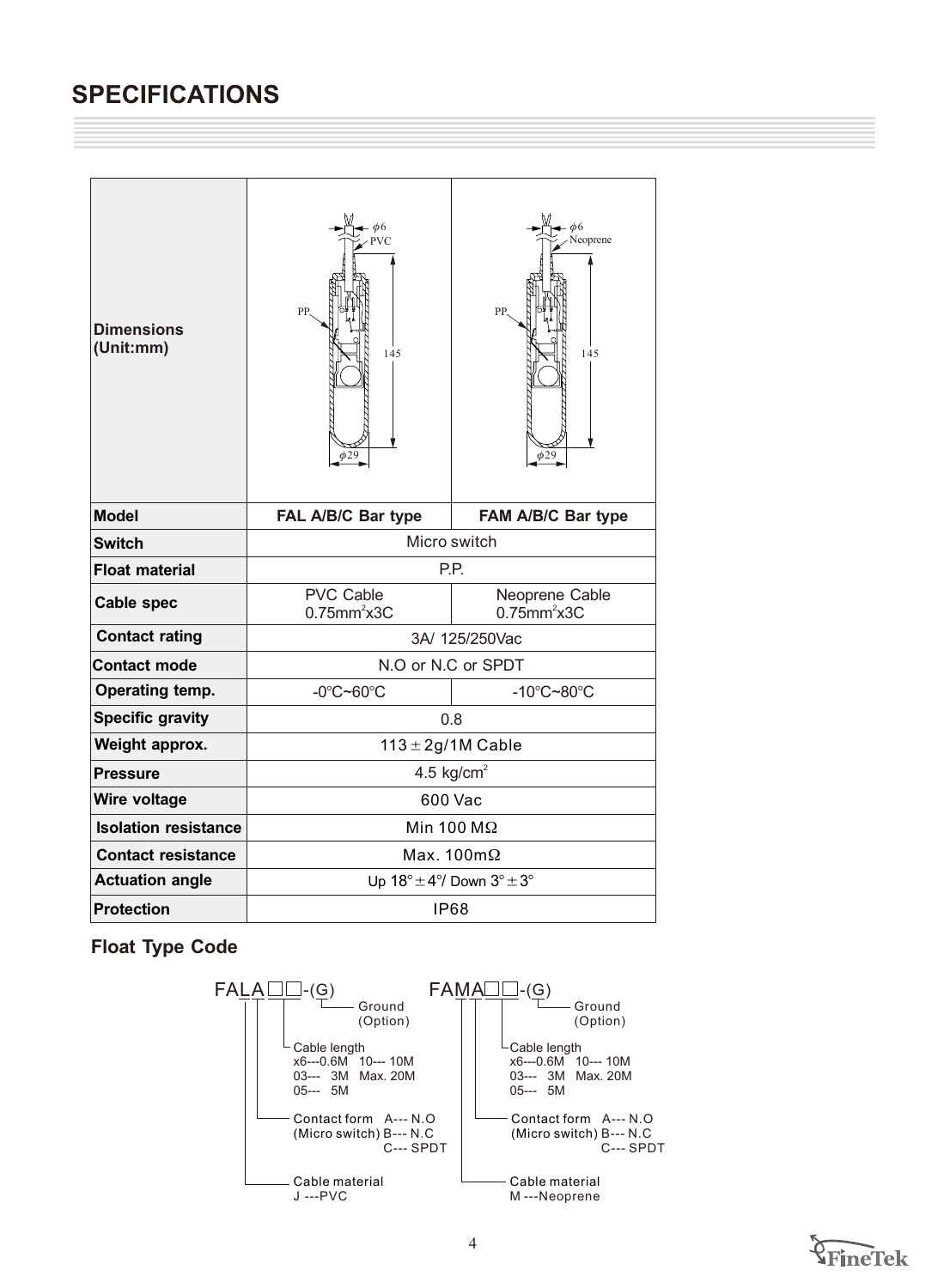# SPECIFICATIONS

| Dimensions (Unit:mm) | FAL: φ6 PVC, PP, 145, φ29 | FAM: φ6 Neoprene, PP, 145, φ29 |
|---|---|---|
| **Model** | **FAL A/B/C Bar type** | **FAM A/B/C Bar type** |
| **Switch** | Micro switch | |
| **Float material** | P.P. | |
| **Cable spec** | PVC Cable 0.75mm$^2$x3C | Neoprene Cable 0.75mm$^2$x3C |
| **Contact rating** | 3A/ 125/250Vac | |
| **Contact mode** | N.O or N.C or SPDT | |
| **Operating temp.** | -0°C~60°C | -10°C~80°C |
| **Specific gravity** | 0.8 | |
| **Weight approx.** | 113 ± 2g/1M Cable | |
| **Pressure** | 4.5 kg/cm$^2$ | |
| **Wire voltage** | 600 Vac | |
| **Isolation resistance** | Min 100 MΩ | |
| **Contact resistance** | Max. 100mΩ | |
| **Actuation angle** | Up 18° ± 4°/ Down 3° ± 3° | |
| **Protection** | IP68 | |

## Float Type Code

**FALA□□-(G)**

- Ground (Option)
- Cable length: x6---0.6M, 03--- 3M, 05--- 5M, 10--- 10M, Max. 20M
- Contact form (Micro switch): A--- N.O, B--- N.C, C--- SPDT
- Cable material: J ---PVC

**FAMA□□-(G)**

- Ground (Option)
- Cable length: x6---0.6M, 03--- 3M, 05--- 5M, 10--- 10M, Max. 20M
- Contact form (Micro switch): A--- N.O, B--- N.C, C--- SPDT
- Cable material: M ---Neoprene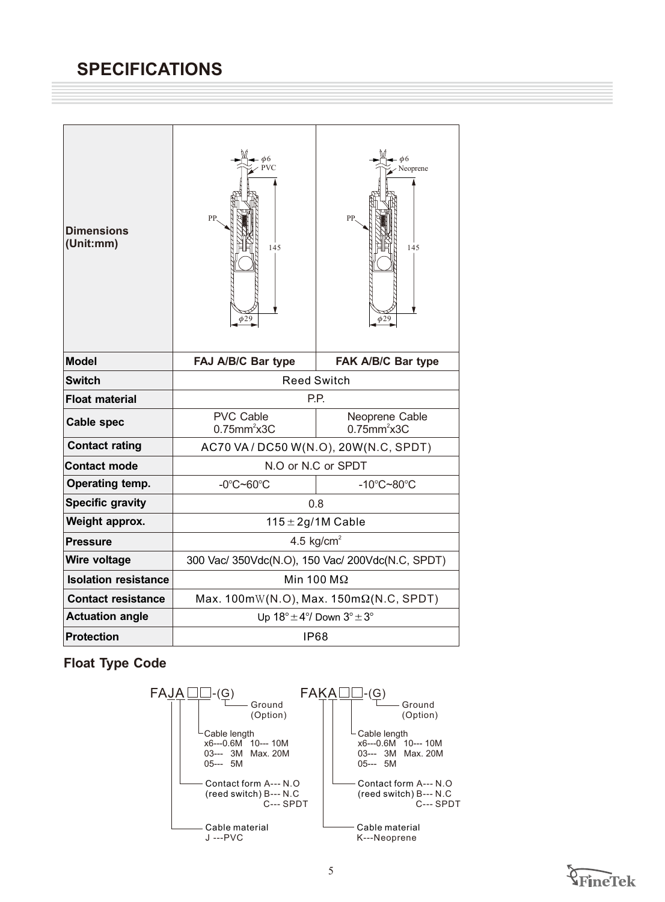# SPECIFICATIONS

| Dimensions (Unit:mm) | | |
|---|---|---|
| **Model** | **FAJ A/B/C Bar type** | **FAK A/B/C Bar type** |
| **Switch** | Reed Switch | |
| **Float material** | P.P. | |
| **Cable spec** | PVC Cable $0.75mm^2$x3C | Neoprene Cable $0.75mm^2$x3C |
| **Contact rating** | AC70 VA / DC50 W(N.O), 20W(N.C, SPDT) | |
| **Contact mode** | N.O or N.C or SPDT | |
| **Operating temp.** | -0℃~60℃ | -10℃~80℃ |
| **Specific gravity** | 0.8 | |
| **Weight approx.** | 115 ± 2g/1M Cable | |
| **Pressure** | 4.5 $kg/cm^2$ | |
| **Wire voltage** | 300 Vac/ 350Vdc(N.O), 150 Vac/ 200Vdc(N.C, SPDT) | |
| **Isolation resistance** | Min 100 MΩ | |
| **Contact resistance** | Max. 100mW(N.O), Max. 150mΩ(N.C, SPDT) | |
| **Actuation angle** | Up 18° ± 4°/ Down 3° ± 3° | |
| **Protection** | IP68 | |

Dimension drawings: FAJ — φ6 PVC cable, PP float, 145, φ29; FAK — φ6 Neoprene cable, PP float, 145, φ29.

## Float Type Code

**FAJA □□-(G)**

- Ground (Option)
- Cable length: x6---0.6M, 03--- 3M, 05--- 5M, 10--- 10M, Max. 20M
- Contact form (reed switch): A--- N.O, B--- N.C, C--- SPDT
- Cable material: J ---PVC

**FAKA □□-(G)**

- Ground (Option)
- Cable length: x6---0.6M, 03--- 3M, 05--- 5M, 10--- 10M, Max. 20M
- Contact form (reed switch): A--- N.O, B--- N.C, C--- SPDT
- Cable material: K---Neoprene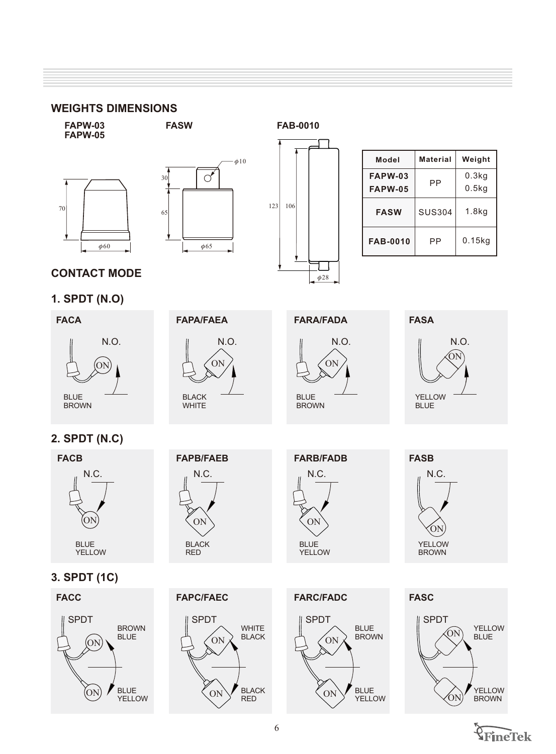## WEIGHTS DIMENSIONS

**FAPW-03**
**FAPW-05**

70

$\phi$60

**FASW**

$\phi$10

30

65

$\phi$65

**FAB-0010**

123

106

$\phi$28

| Model | Material | Weight |
|---|---|---|
| **FAPW-03** **FAPW-05** | PP | 0.3kg 0.5kg |
| **FASW** | SUS304 | 1.8kg |
| **FAB-0010** | PP | 0.15kg |

## CONTACT MODE

### 1. SPDT (N.O)

**FACA**

N.O.

ON

BLUE
BROWN

**FAPA/FAEA**

N.O.

ON

BLACK
WHITE

**FARA/FADA**

N.O.

ON

BLUE
BROWN

**FASA**

N.O.

ON

YELLOW
BLUE

### 2. SPDT (N.C)

**FACB**

N.C.

ON

BLUE
YELLOW

**FAPB/FAEB**

N.C.

ON

BLACK
RED

**FARB/FADB**

N.C.

ON

BLUE
YELLOW

**FASB**

N.C.

ON

YELLOW
BROWN

### 3. SPDT (1C)

**FACC**

SPDT

ON — BROWN, BLUE

ON — BLUE, YELLOW

**FAPC/FAEC**

SPDT

ON — WHITE, BLACK

ON — BLACK, RED

**FARC/FADC**

SPDT

ON — BLUE, BROWN

ON — BLUE, YELLOW

**FASC**

SPDT

ON — YELLOW, BLUE

ON — YELLOW, BROWN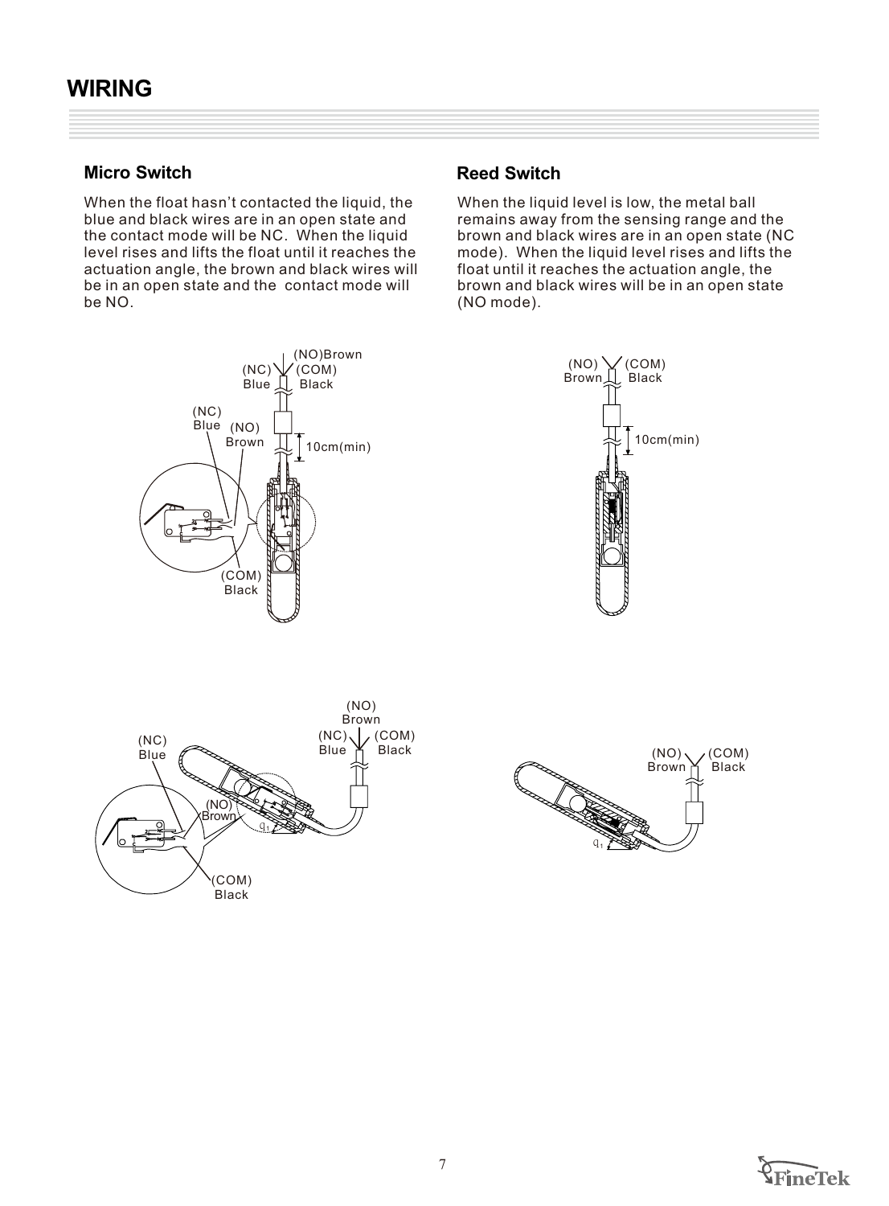# WIRING

## Micro Switch

When the float hasn't contacted the liquid, the blue and black wires are in an open state and the contact mode will be NC. When the liquid level rises and lifts the float until it reaches the actuation angle, the brown and black wires will be in an open state and the contact mode will be NO.

## Reed Switch

When the liquid level is low, the metal ball remains away from the sensing range and the brown and black wires are in an open state (NC mode). When the liquid level rises and lifts the float until it reaches the actuation angle, the brown and black wires will be in an open state (NO mode).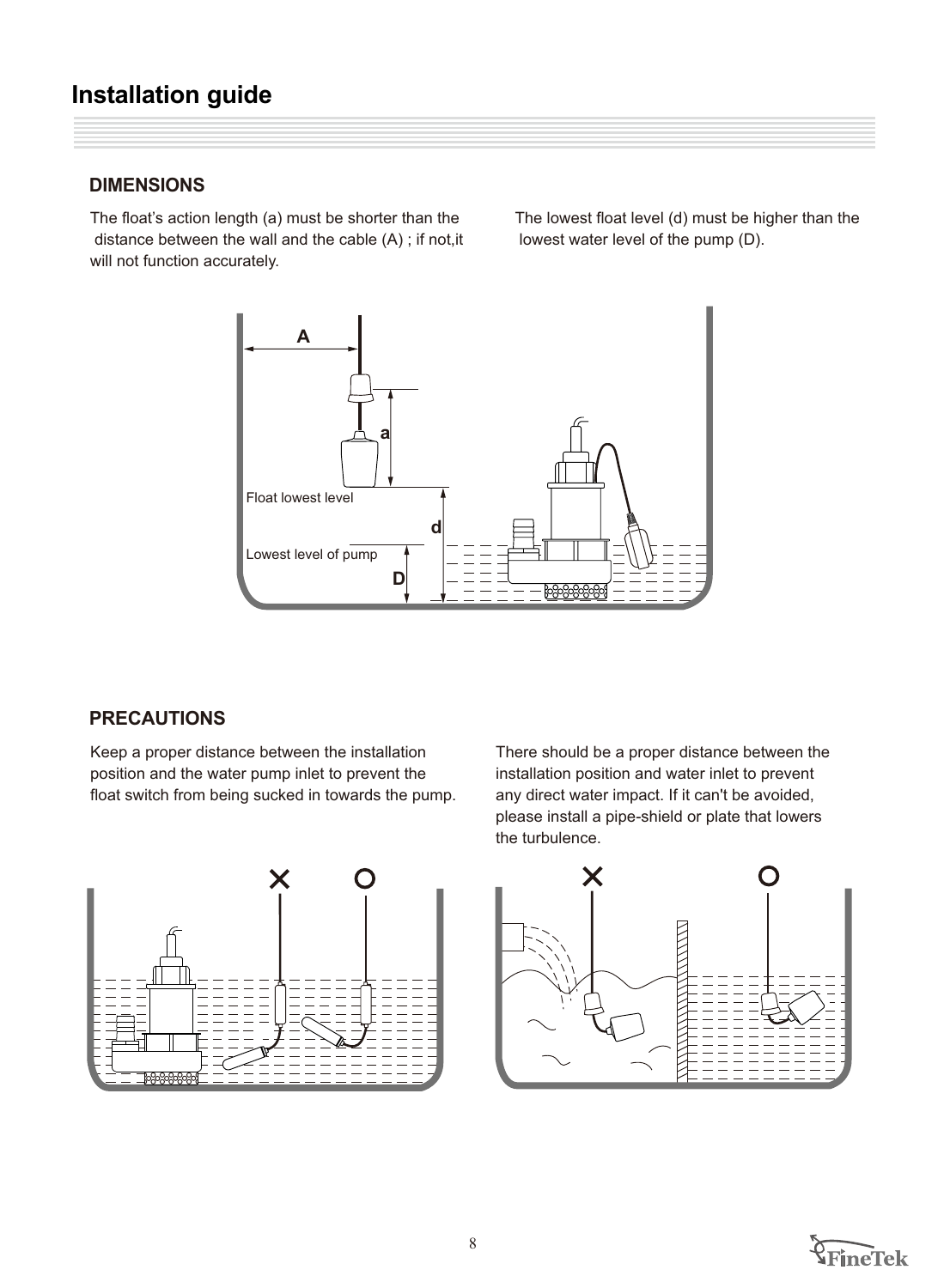# Installation guide

## DIMENSIONS

The float's action length (a) must be shorter than the distance between the wall and the cable (A) ; if not,it will not function accurately.

The lowest float level (d) must be higher than the lowest water level of the pump (D).

A

a

Float lowest level

d

Lowest level of pump

D

## PRECAUTIONS

Keep a proper distance between the installation position and the water pump inlet to prevent the float switch from being sucked in towards the pump.

There should be a proper distance between the installation position and water inlet to prevent any direct water impact. If it can't be avoided, please install a pipe-shield or plate that lowers the turbulence.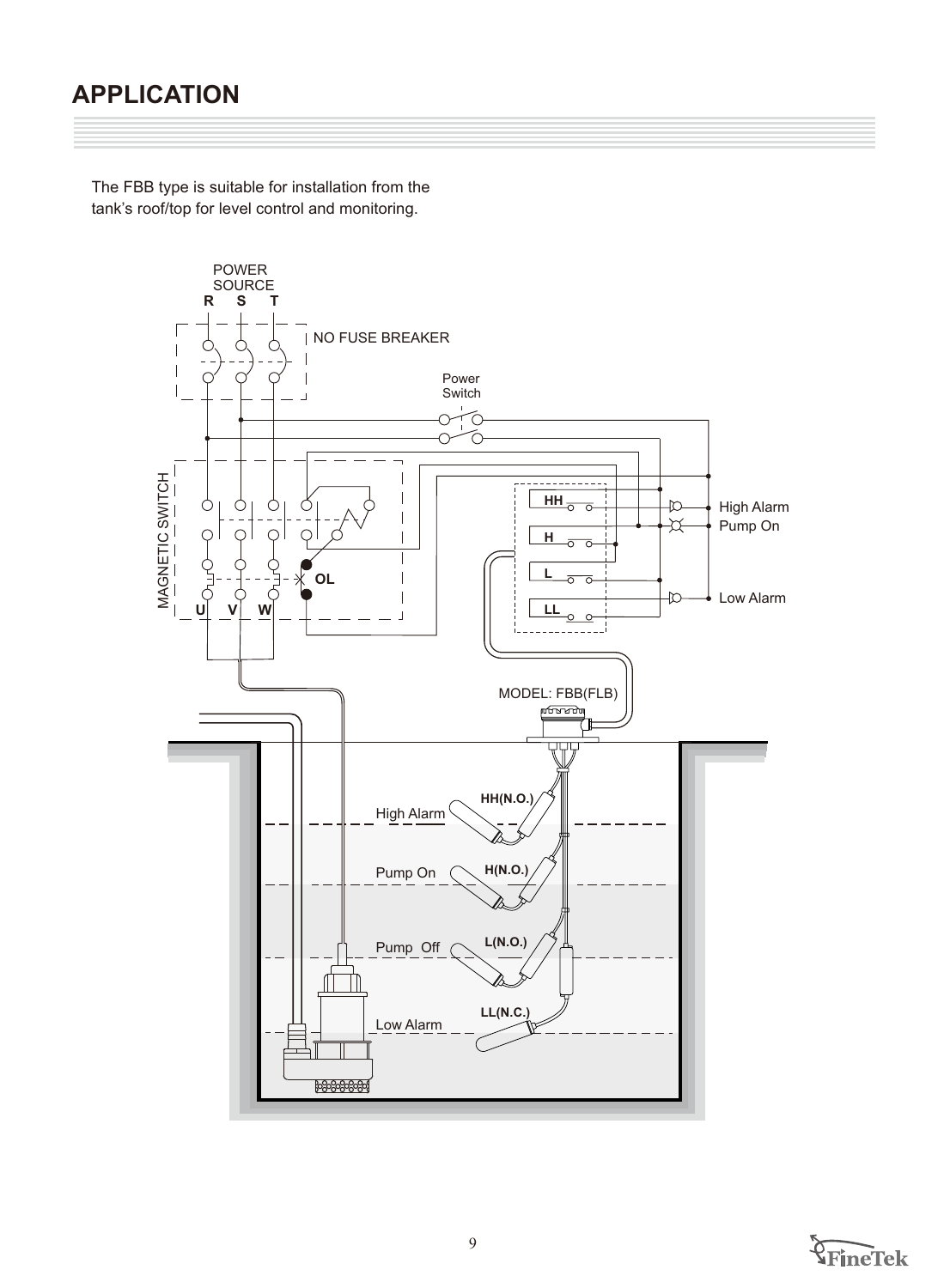## APPLICATION

The FBB type is suitable for installation from the tank's roof/top for level control and monitoring.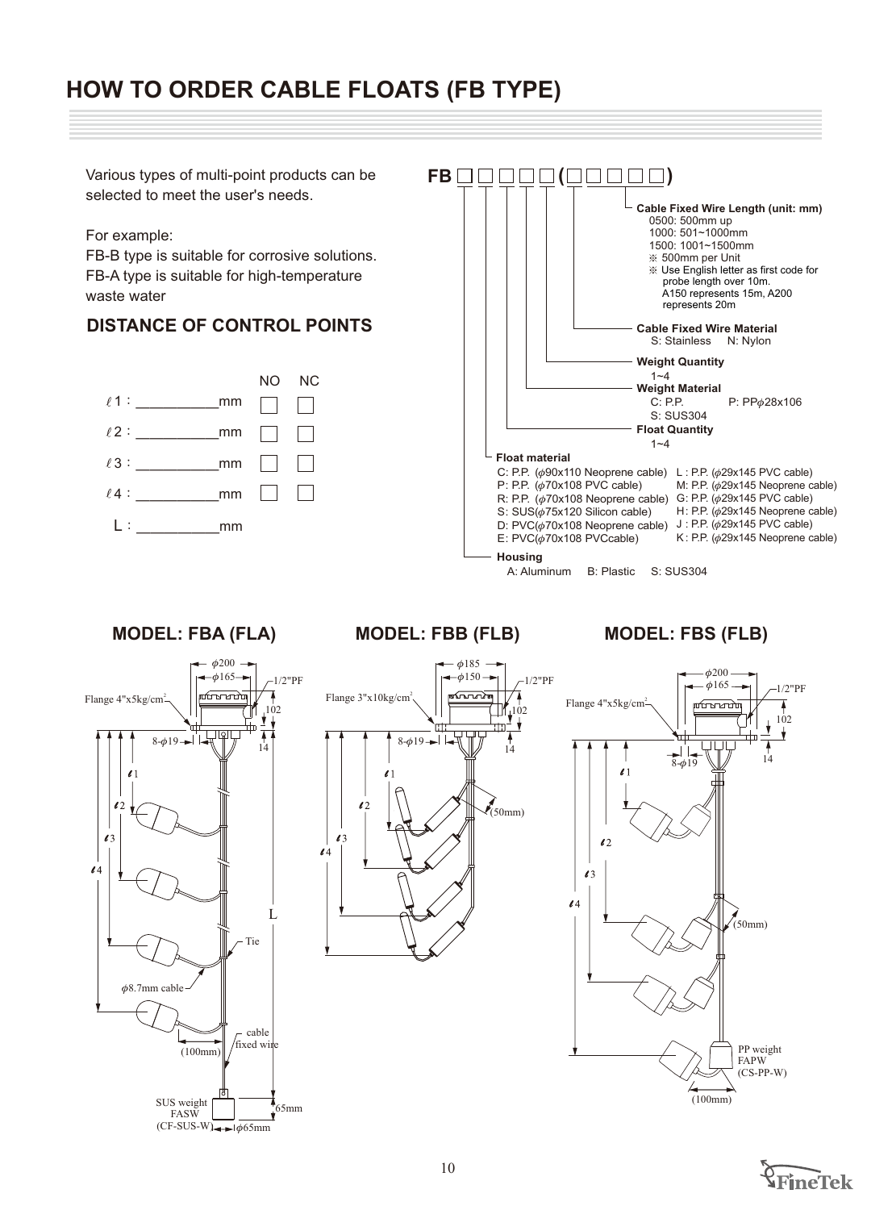# HOW TO ORDER CABLE FLOATS (FB TYPE)

Various types of multi-point products can be selected to meet the user's needs.

For example:
FB-B type is suitable for corrosive solutions.
FB-A type is suitable for high-temperature waste water

## DISTANCE OF CONTROL POINTS

| | | NO | NC |
|---|---|---|---|
| ℓ1： | ___________mm | ☐ | ☐ |
| ℓ2： | ___________mm | ☐ | ☐ |
| ℓ3： | ___________mm | ☐ | ☐ |
| ℓ4： | ___________mm | ☐ | ☐ |
| L： | ___________mm | | |

**FB ☐ ☐ ☐ ☐ ☐ ( ☐ ☐ ☐ ☐ ☐ )**

**Housing**
A: Aluminum B: Plastic S: SUS304

**Float material**
- C: P.P. (φ90x110 Neoprene cable)
- P: P.P. (φ70x108 PVC cable)
- R: P.P. (φ70x108 Neoprene cable)
- S: SUS(φ75x120 Silicon cable)
- D: PVC(φ70x108 Neoprene cable)
- E: PVC(φ70x108 PVCcable)
- L : P.P. (φ29x145 PVC cable)
- M: P.P. (φ29x145 Neoprene cable)
- G: P.P. (φ29x145 PVC cable)
- H: P.P. (φ29x145 Neoprene cable)
- J : P.P. (φ29x145 PVC cable)
- K : P.P. (φ29x145 Neoprene cable)

**Float Quantity**
1~4

**Weight Material**
C: P.P. P: PPφ28x106
S: SUS304

**Weight Quantity**
1~4

**Cable Fixed Wire Material**
S: Stainless N: Nylon

**Cable Fixed Wire Length (unit: mm)**
- 0500: 500mm up
- 1000: 501~1000mm
- 1500: 1001~1500mm
- ※ 500mm per Unit
- ※ Use English letter as first code for probe length over 10m. A150 represents 15m, A200 represents 20m

## MODEL: FBA (FLA)

φ200, φ165, 1/2"PF, Flange 4"x5kg/cm², 102, 8-φ19, 14, ℓ1, ℓ2, ℓ3, ℓ4, L, Tie, φ8.7mm cable, cable fixed wire, (100mm), SUS weight FASW (CF-SUS-W), 65mm, φ65mm

## MODEL: FBB (FLB)

φ185, φ150, 1/2"PF, Flange 3"x10kg/cm², 102, 8-φ19, 14, ℓ1, ℓ2, ℓ3, ℓ4, (50mm)

## MODEL: FBS (FLB)

φ200, φ165, 1/2"PF, Flange 4"x5kg/cm², 102, 8-φ19, 14, ℓ1, ℓ2, ℓ3, ℓ4, (50mm), PP weight FAPW (CS-PP-W), (100mm)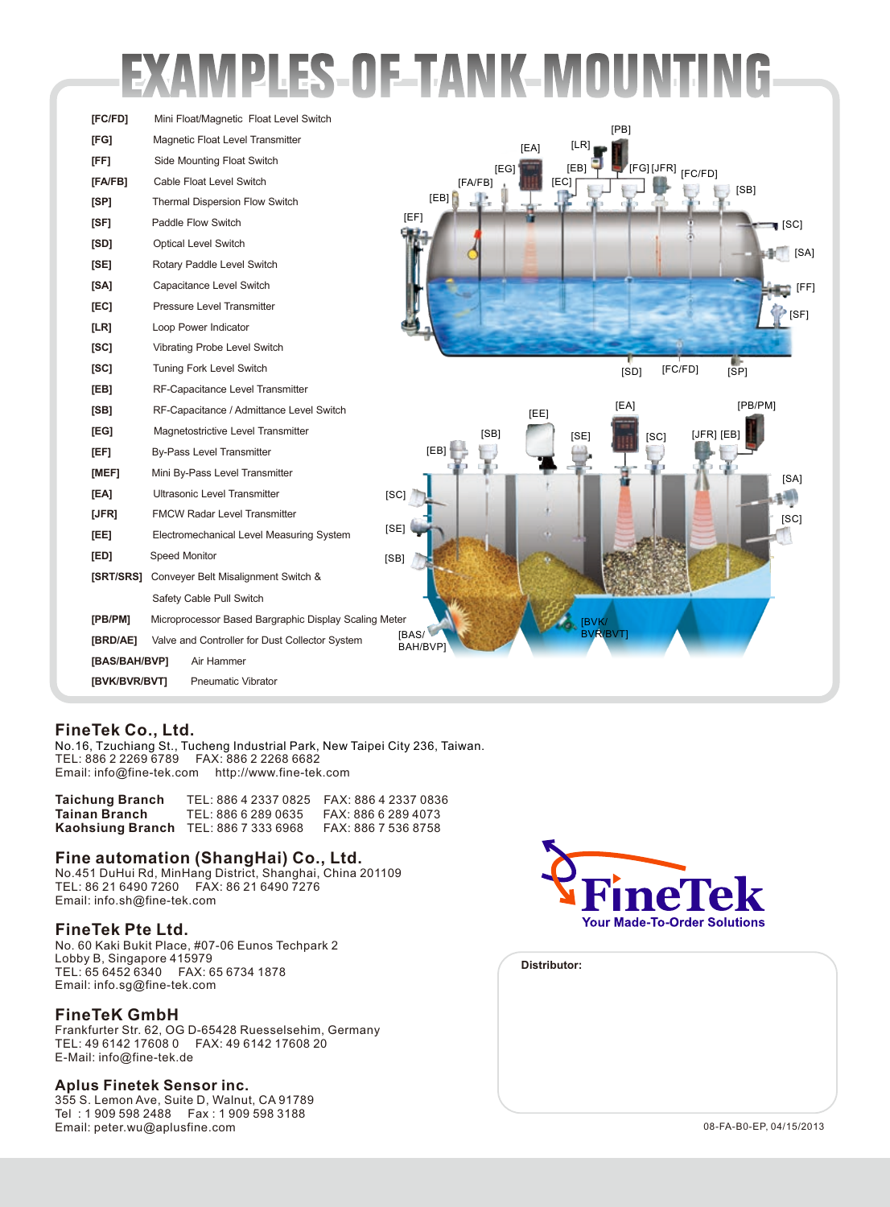# EXAMPLES OF TANK MOUNTING

| | |
|---|---|
| [FC/FD] | Mini Float/Magnetic Float Level Switch |
| [FG] | Magnetic Float Level Transmitter |
| [FF] | Side Mounting Float Switch |
| [FA/FB] | Cable Float Level Switch |
| [SP] | Thermal Dispersion Flow Switch |
| [SF] | Paddle Flow Switch |
| [SD] | Optical Level Switch |
| [SE] | Rotary Paddle Level Switch |
| [SA] | Capacitance Level Switch |
| [EC] | Pressure Level Transmitter |
| [LR] | Loop Power Indicator |
| [SC] | Vibrating Probe Level Switch |
| [SC] | Tuning Fork Level Switch |
| [EB] | RF-Capacitance Level Transmitter |
| [SB] | RF-Capacitance / Admittance Level Switch |
| [EG] | Magnetostrictive Level Transmitter |
| [EF] | By-Pass Level Transmitter |
| [MEF] | Mini By-Pass Level Transmitter |
| [EA] | Ultrasonic Level Transmitter |
| [JFR] | FMCW Radar Level Transmitter |
| [EE] | Electromechanical Level Measuring System |
| [ED] | Speed Monitor |
| [SRT/SRS] | Conveyer Belt Misalignment Switch & Safety Cable Pull Switch |
| [PB/PM] | Microprocessor Based Bargraphic Display Scaling Meter |
| [BRD/AE] | Valve and Controller for Dust Collector System |
| [BAS/BAH/BVP] | Air Hammer |
| [BVK/BVR/BVT] | Pneumatic Vibrator |

[PB] [EA] [LR] [EG] [EB] [FG] [JFR] [FC/FD] [FA/FB] [EC] [SB] [EB] [EF] [SC] [SA] [FF] [SF] [SD] [FC/FD] [SP]

[EA] [PB/PM] [EE] [SB] [SE] [SC] [JFR] [EB] [EB] [SA] [SC] [SC] [SE] [SB] [BVK/ BVR/BVT] [BAS/ BAH/BVP]

## FineTek Co., Ltd.

No.16, Tzuchiang St., Tucheng Industrial Park, New Taipei City 236, Taiwan.
TEL: 886 2 2269 6789 FAX: 886 2 2268 6682
Email: info@fine-tek.com http://www.fine-tek.com

| | | |
|---|---|---|
| **Taichung Branch** | TEL: 886 4 2337 0825 | FAX: 886 4 2337 0836 |
| **Tainan Branch** | TEL: 886 6 289 0635 | FAX: 886 6 289 4073 |
| **Kaohsiung Branch** | TEL: 886 7 333 6968 | FAX: 886 7 536 8758 |

## Fine automation (ShangHai) Co., Ltd.

No.451 DuHui Rd, MinHang District, Shanghai, China 201109
TEL: 86 21 6490 7260 FAX: 86 21 6490 7276
Email: info.sh@fine-tek.com

## FineTek Pte Ltd.

No. 60 Kaki Bukit Place, #07-06 Eunos Techpark 2
Lobby B, Singapore 415979
TEL: 65 6452 6340 FAX: 65 6734 1878
Email: info.sg@fine-tek.com

## FineTeK GmbH

Frankfurter Str. 62, OG D-65428 Ruesselsheim, Germany
TEL: 49 6142 17608 0 FAX: 49 6142 17608 20
E-Mail: info@fine-tek.de

## Aplus Finetek Sensor inc.

355 S. Lemon Ave, Suite D, Walnut, CA 91789
Tel : 1 909 598 2488 Fax : 1 909 598 3188
Email: peter.wu@aplusfine.com

FineTek
Your Made-To-Order Solutions

**Distributor:**

08-FA-B0-EP, 04/15/2013